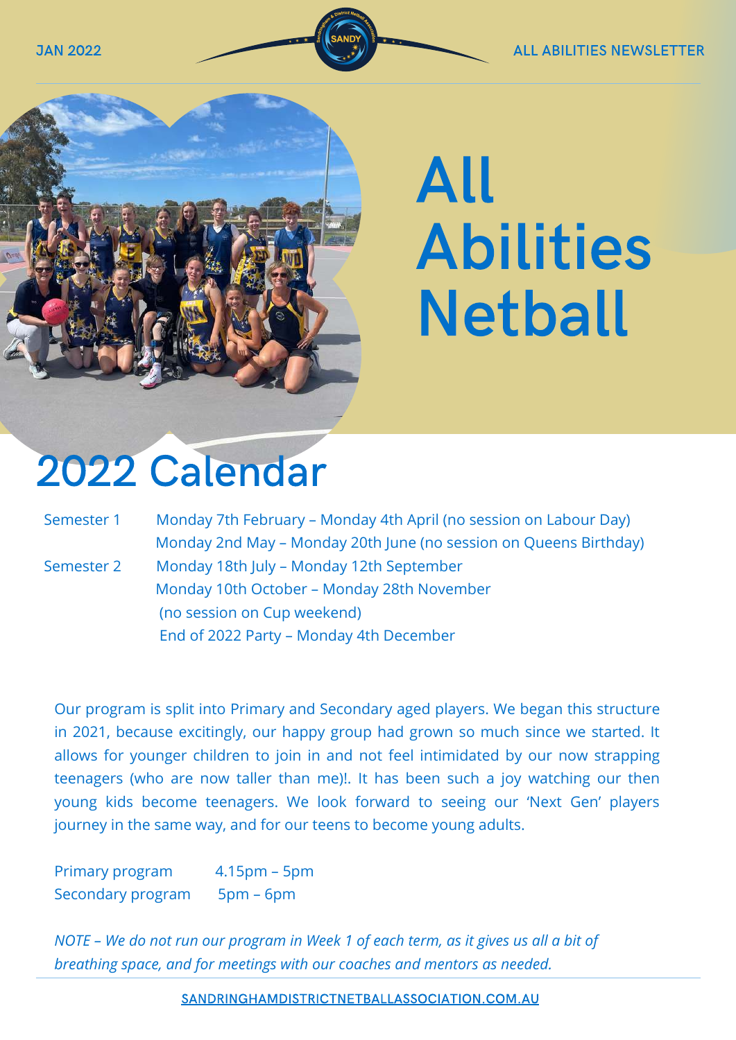# All Abilities Netball

## 2022 Calendar

| | |
|---|---|
| Semester 1 | Monday 7th February – Monday 4th April (no session on Labour Day) |
| | Monday 2nd May – Monday 20th June (no session on Queens Birthday) |
| Semester 2 | Monday 18th July – Monday 12th September |
| | Monday 10th October – Monday 28th November |
| | (no session on Cup weekend) |
| | End of 2022 Party – Monday 4th December |

Our program is split into Primary and Secondary aged players. We began this structure in 2021, because excitingly, our happy group had grown so much since we started. It allows for younger children to join in and not feel intimidated by our now strapping teenagers (who are now taller than me)!. It has been such a joy watching our then young kids become teenagers. We look forward to seeing our 'Next Gen' players journey in the same way, and for our teens to become young adults.

| | |
|---|---|
| Primary program | 4.15pm – 5pm |
| Secondary program | 5pm – 6pm |

*NOTE – We do not run our program in Week 1 of each term, as it gives us all a bit of breathing space, and for meetings with our coaches and mentors as needed.*

SANDRINGHAMDISTRICTNETBALLASSOCIATION.COM.AU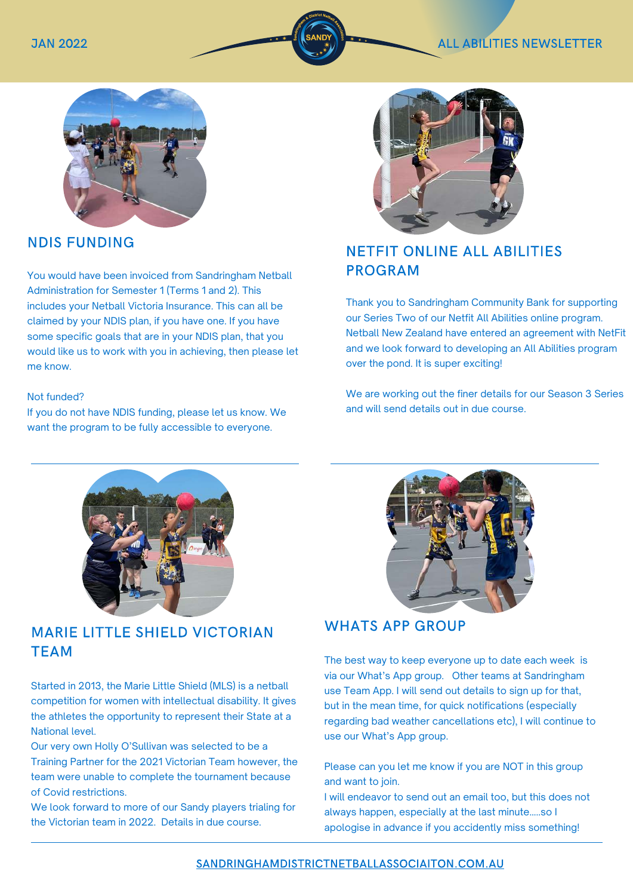JAN 2022

ALL ABILITIES NEWSLETTER

## NDIS FUNDING

You would have been invoiced from Sandringham Netball Administration for Semester 1 (Terms 1 and 2). This includes your Netball Victoria Insurance. This can all be claimed by your NDIS plan, if you have one. If you have some specific goals that are in your NDIS plan, that you would like us to work with you in achieving, then please let me know.

Not funded?
If you do not have NDIS funding, please let us know. We want the program to be fully accessible to everyone.

## NETFIT ONLINE ALL ABILITIES PROGRAM

Thank you to Sandringham Community Bank for supporting our Series Two of our Netfit All Abilities online program. Netball New Zealand have entered an agreement with NetFit and we look forward to developing an All Abilities program over the pond. It is super exciting!

We are working out the finer details for our Season 3 Series and will send details out in due course.

## MARIE LITTLE SHIELD VICTORIAN TEAM

Started in 2013, the Marie Little Shield (MLS) is a netball competition for women with intellectual disability. It gives the athletes the opportunity to represent their State at a National level.
Our very own Holly O'Sullivan was selected to be a Training Partner for the 2021 Victorian Team however, the team were unable to complete the tournament because of Covid restrictions.
We look forward to more of our Sandy players trialing for the Victorian team in 2022. Details in due course.

## WHATS APP GROUP

The best way to keep everyone up to date each week is via our What's App group. Other teams at Sandringham use Team App. I will send out details to sign up for that, but in the mean time, for quick notifications (especially regarding bad weather cancellations etc), I will continue to use our What's App group.

Please can you let me know if you are NOT in this group and want to join.
I will endeavor to send out an email too, but this does not always happen, especially at the last minute.....so I apologise in advance if you accidently miss something!

SANDRINGHAMDISTRICTNETBALLASSOCIAITON.COM.AU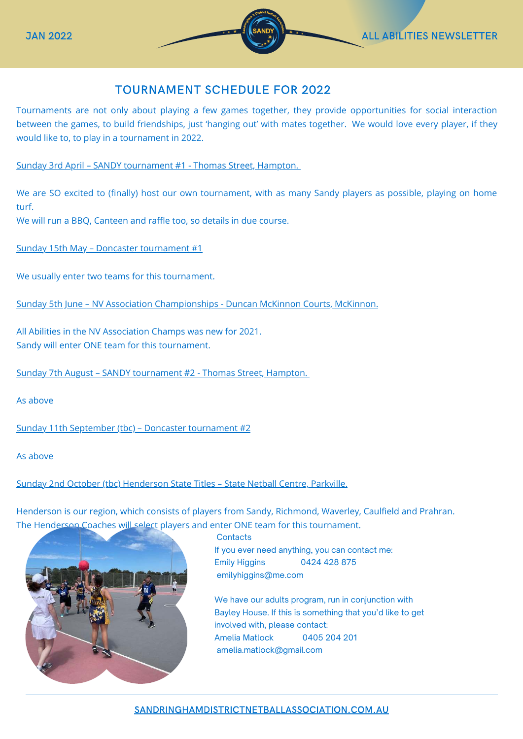JAN 2022 ALL ABILITIES NEWSLETTER

## TOURNAMENT SCHEDULE FOR 2022

Tournaments are not only about playing a few games together, they provide opportunities for social interaction between the games, to build friendships, just 'hanging out' with mates together. We would love every player, if they would like to, to play in a tournament in 2022.

Sunday 3rd April – SANDY tournament #1 - Thomas Street, Hampton.

We are SO excited to (finally) host our own tournament, with as many Sandy players as possible, playing on home turf.
We will run a BBQ, Canteen and raffle too, so details in due course.

Sunday 15th May – Doncaster tournament #1

We usually enter two teams for this tournament.

Sunday 5th June – NV Association Championships - Duncan McKinnon Courts, McKinnon.

All Abilities in the NV Association Champs was new for 2021.
Sandy will enter ONE team for this tournament.

Sunday 7th August – SANDY tournament #2 - Thomas Street, Hampton.

As above

Sunday 11th September (tbc) – Doncaster tournament #2

As above

Sunday 2nd October (tbc) Henderson State Titles – State Netball Centre, Parkville.

Henderson is our region, which consists of players from Sandy, Richmond, Waverley, Caulfield and Prahran.
The Henderson Coaches will select players and enter ONE team for this tournament.

Contacts
If you ever need anything, you can contact me:
Emily Higgins 0424 428 875
emilyhiggins@me.com

We have our adults program, run in conjunction with Bayley House. If this is something that you'd like to get involved with, please contact:
Amelia Matlock 0405 204 201
amelia.matlock@gmail.com

SANDRINGHAMDISTRICTNETBALLASSOCIATION.COM.AU